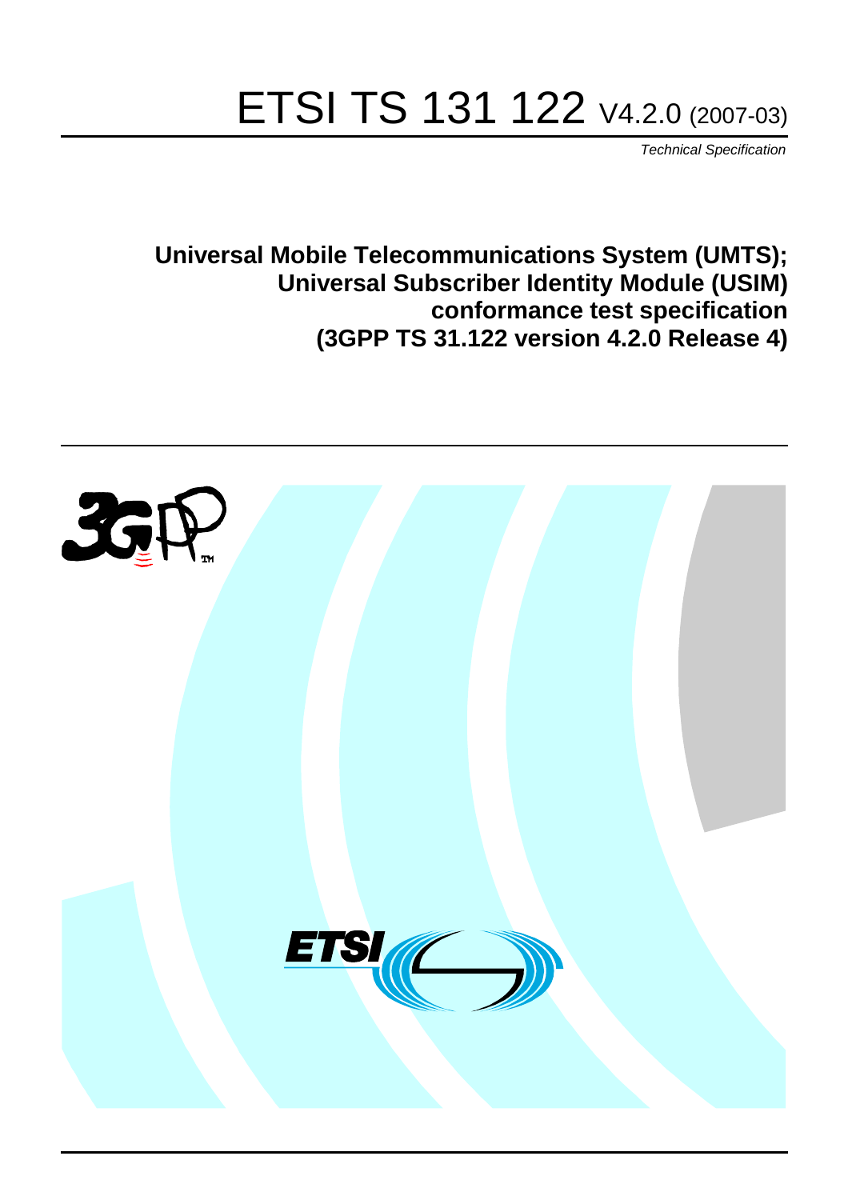# ETSI TS 131 122 V4.2.0 (2007-03)

*Technical Specification*

**Universal Mobile Telecommunications System (UMTS); Universal Subscriber Identity Module (USIM) conformance test specification (3GPP TS 31.122 version 4.2.0 Release 4)**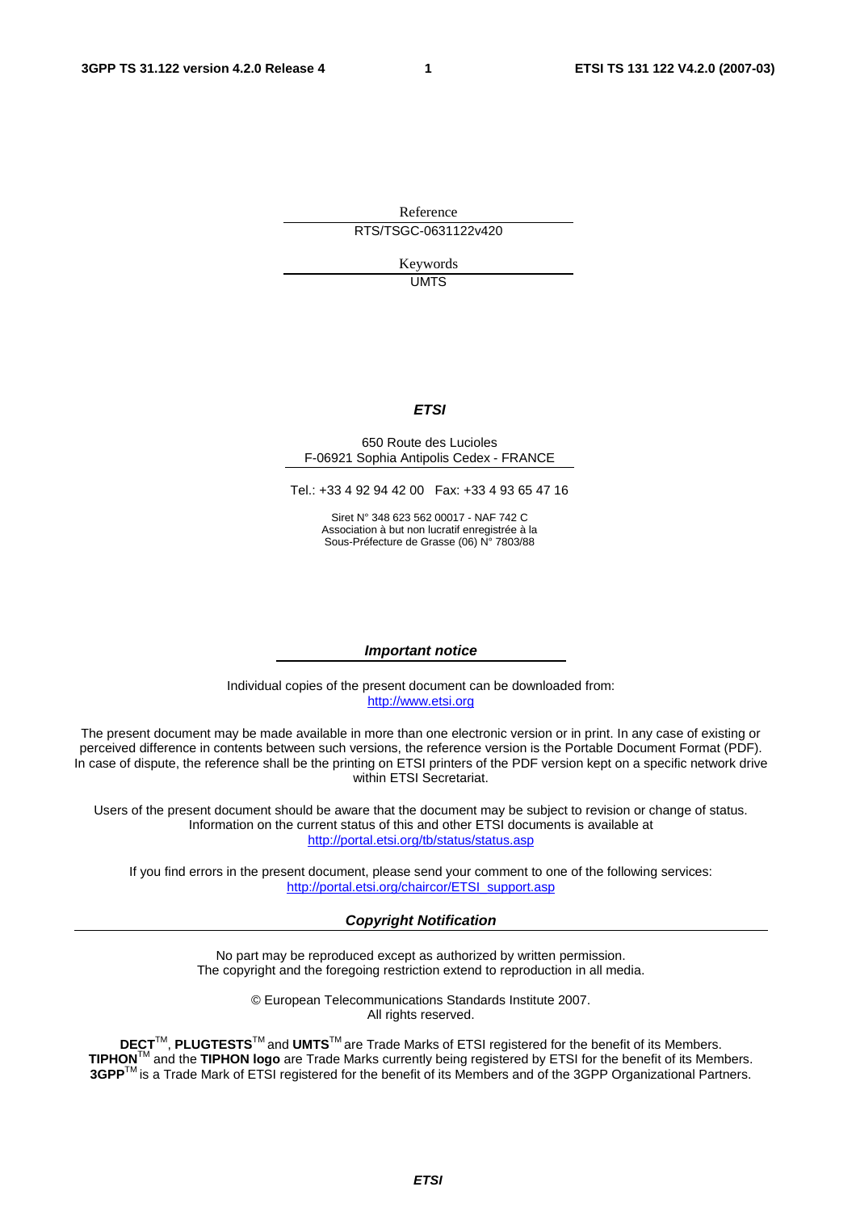Reference

RTS/TSGC-0631122v420

Keywords

UMTS

***ETSI***

650 Route des Lucioles
F-06921 Sophia Antipolis Cedex - FRANCE

Tel.: +33 4 92 94 42 00 Fax: +33 4 93 65 47 16

Siret N° 348 623 562 00017 - NAF 742 C
Association à but non lucratif enregistrée à la
Sous-Préfecture de Grasse (06) N° 7803/88

***Important notice***

Individual copies of the present document can be downloaded from:
http://www.etsi.org

The present document may be made available in more than one electronic version or in print. In any case of existing or perceived difference in contents between such versions, the reference version is the Portable Document Format (PDF). In case of dispute, the reference shall be the printing on ETSI printers of the PDF version kept on a specific network drive within ETSI Secretariat.

Users of the present document should be aware that the document may be subject to revision or change of status. Information on the current status of this and other ETSI documents is available at
http://portal.etsi.org/tb/status/status.asp

If you find errors in the present document, please send your comment to one of the following services:
http://portal.etsi.org/chaircor/ETSI_support.asp

***Copyright Notification***

No part may be reproduced except as authorized by written permission.
The copyright and the foregoing restriction extend to reproduction in all media.

© European Telecommunications Standards Institute 2007.
All rights reserved.

**DECT**™, **PLUGTESTS**™ and **UMTS**™ are Trade Marks of ETSI registered for the benefit of its Members.
**TIPHON**™ and the **TIPHON logo** are Trade Marks currently being registered by ETSI for the benefit of its Members.
**3GPP**™ is a Trade Mark of ETSI registered for the benefit of its Members and of the 3GPP Organizational Partners.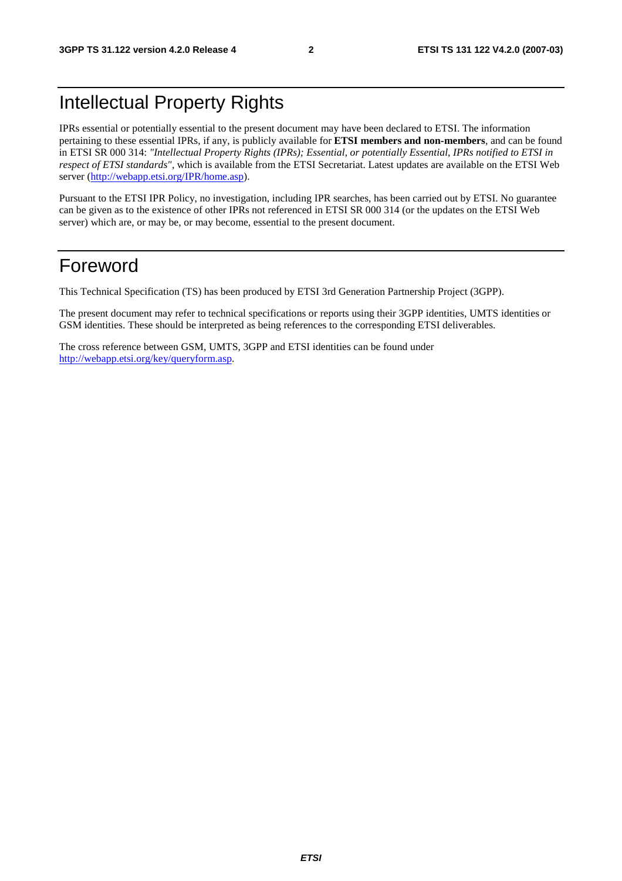# Intellectual Property Rights

IPRs essential or potentially essential to the present document may have been declared to ETSI. The information pertaining to these essential IPRs, if any, is publicly available for **ETSI members and non-members**, and can be found in ETSI SR 000 314: *"Intellectual Property Rights (IPRs); Essential, or potentially Essential, IPRs notified to ETSI in respect of ETSI standards"*, which is available from the ETSI Secretariat. Latest updates are available on the ETSI Web server (http://webapp.etsi.org/IPR/home.asp).

Pursuant to the ETSI IPR Policy, no investigation, including IPR searches, has been carried out by ETSI. No guarantee can be given as to the existence of other IPRs not referenced in ETSI SR 000 314 (or the updates on the ETSI Web server) which are, or may be, or may become, essential to the present document.

# Foreword

This Technical Specification (TS) has been produced by ETSI 3rd Generation Partnership Project (3GPP).

The present document may refer to technical specifications or reports using their 3GPP identities, UMTS identities or GSM identities. These should be interpreted as being references to the corresponding ETSI deliverables.

The cross reference between GSM, UMTS, 3GPP and ETSI identities can be found under http://webapp.etsi.org/key/queryform.asp.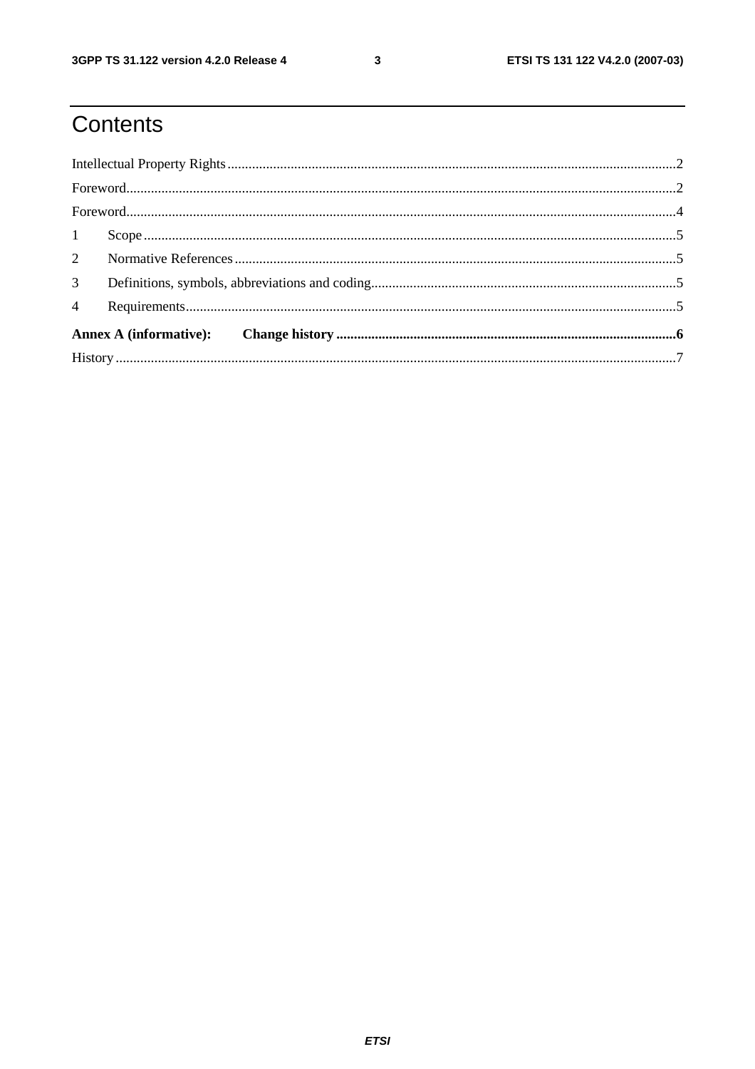# Contents

Intellectual Property Rights ........................................................................................................................................2

Foreword.....................................................................................................................................................................2

Foreword.....................................................................................................................................................................4

1 Scope ........................................................................................................................................................................5

2 Normative References ...........................................................................................................................................5

3 Definitions, symbols, abbreviations and coding...................................................................................................5

4 Requirements............................................................................................................................................................5

**Annex A (informative): Change history ..................................................................................................................6**

History ..........................................................................................................................................................................7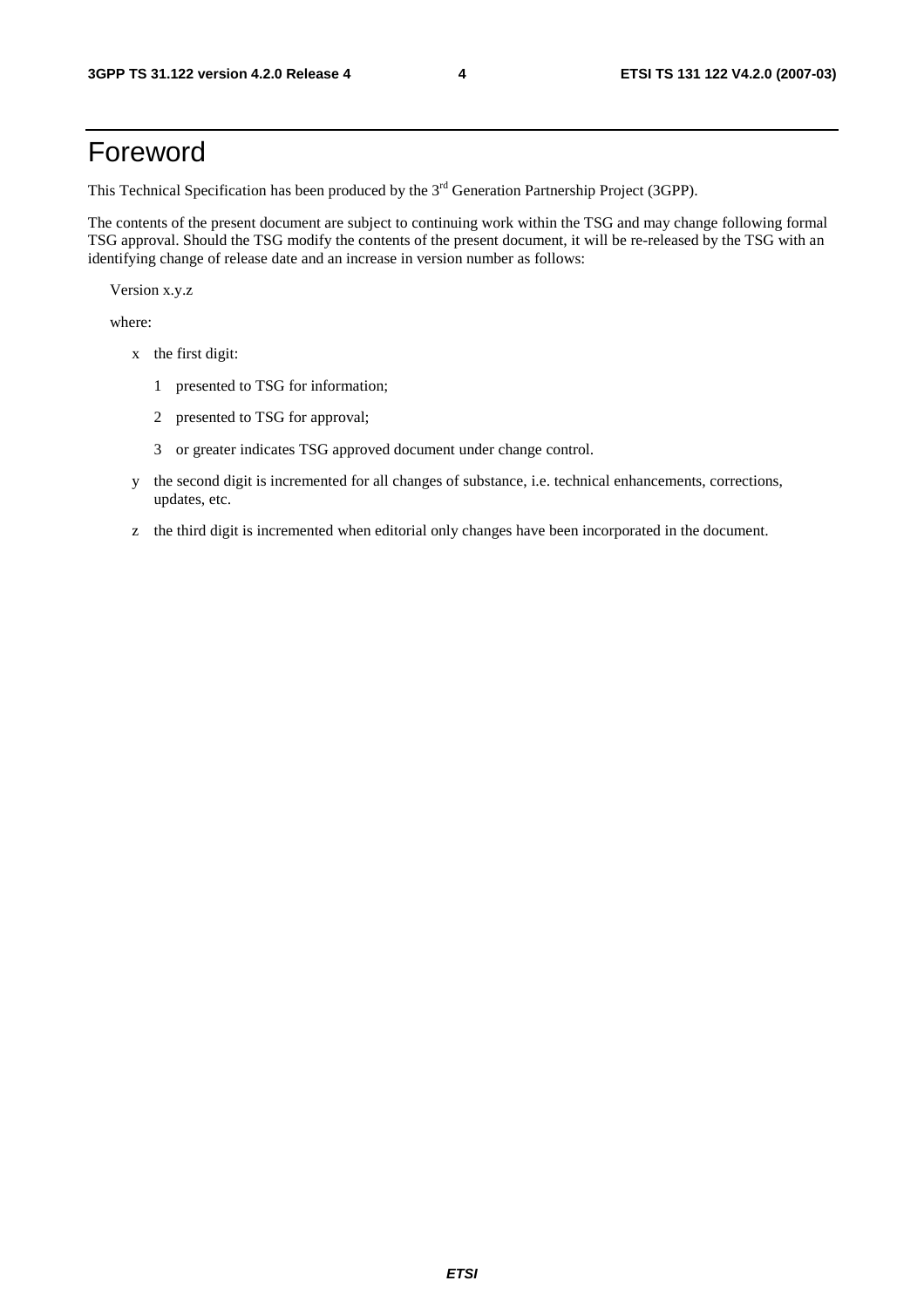# Foreword

This Technical Specification has been produced by the 3rd Generation Partnership Project (3GPP).

The contents of the present document are subject to continuing work within the TSG and may change following formal TSG approval. Should the TSG modify the contents of the present document, it will be re-released by the TSG with an identifying change of release date and an increase in version number as follows:

Version x.y.z

where:

- x the first digit:
  - 1 presented to TSG for information;
  - 2 presented to TSG for approval;
  - 3 or greater indicates TSG approved document under change control.
- y the second digit is incremented for all changes of substance, i.e. technical enhancements, corrections, updates, etc.
- z the third digit is incremented when editorial only changes have been incorporated in the document.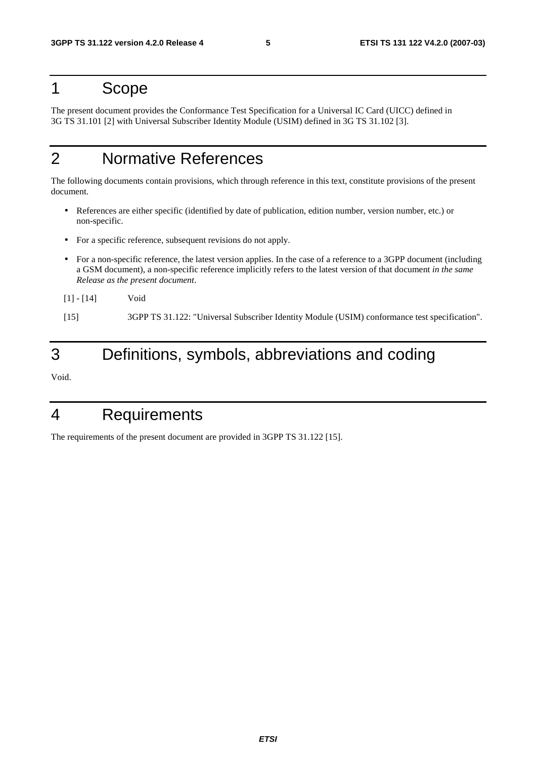# 1 Scope

The present document provides the Conformance Test Specification for a Universal IC Card (UICC) defined in 3G TS 31.101 [2] with Universal Subscriber Identity Module (USIM) defined in 3G TS 31.102 [3].

# 2 Normative References

The following documents contain provisions, which through reference in this text, constitute provisions of the present document.

- References are either specific (identified by date of publication, edition number, version number, etc.) or non-specific.
- For a specific reference, subsequent revisions do not apply.
- For a non-specific reference, the latest version applies. In the case of a reference to a 3GPP document (including a GSM document), a non-specific reference implicitly refers to the latest version of that document *in the same Release as the present document*.

[1] - [14] Void

[15] 3GPP TS 31.122: "Universal Subscriber Identity Module (USIM) conformance test specification".

# 3 Definitions, symbols, abbreviations and coding

Void.

# 4 Requirements

The requirements of the present document are provided in 3GPP TS 31.122 [15].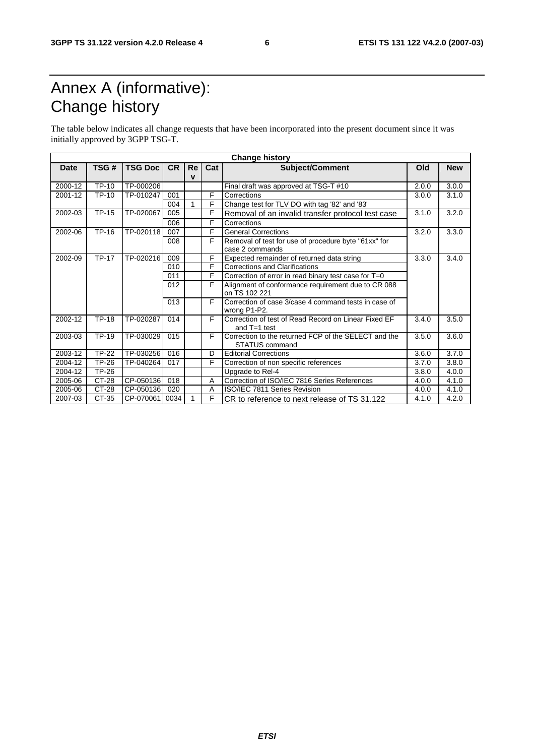# Annex A (informative): Change history

The table below indicates all change requests that have been incorporated into the present document since it was initially approved by 3GPP TSG-T.

| Change history | | | | | | | | |
|---|---|---|---|---|---|---|---|---|
| **Date** | **TSG #** | **TSG Doc** | **CR** | **Rev** | **Cat** | **Subject/Comment** | **Old** | **New** |
| 2000-12 | TP-10 | TP-000206 | | | | Final draft was approved at TSG-T #10 | 2.0.0 | 3.0.0 |
| 2001-12 | TP-10 | TP-010247 | 001 | | F | Corrections | 3.0.0 | 3.1.0 |
| | | | 004 | 1 | F | Change test for TLV DO with tag '82' and '83' | | |
| 2002-03 | TP-15 | TP-020067 | 005 | | F | Removal of an invalid transfer protocol test case | 3.1.0 | 3.2.0 |
| | | | 006 | | F | Corrections | | |
| 2002-06 | TP-16 | TP-020118 | 007 | | F | General Corrections | 3.2.0 | 3.3.0 |
| | | | 008 | | F | Removal of test for use of procedure byte "61xx" for case 2 commands | | |
| 2002-09 | TP-17 | TP-020216 | 009 | | F | Expected remainder of returned data string | 3.3.0 | 3.4.0 |
| | | | 010 | | F | Corrections and Clarifications | | |
| | | | 011 | | F | Correction of error in read binary test case for T=0 | | |
| | | | 012 | | F | Alignment of conformance requirement due to CR 088 on TS 102 221 | | |
| | | | 013 | | F | Correction of case 3/case 4 command tests in case of wrong P1-P2. | | |
| 2002-12 | TP-18 | TP-020287 | 014 | | F | Correction of test of Read Record on Linear Fixed EF and T=1 test | 3.4.0 | 3.5.0 |
| 2003-03 | TP-19 | TP-030029 | 015 | | F | Correction to the returned FCP of the SELECT and the STATUS command | 3.5.0 | 3.6.0 |
| 2003-12 | TP-22 | TP-030256 | 016 | | D | Editorial Corrections | 3.6.0 | 3.7.0 |
| 2004-12 | TP-26 | TP-040264 | 017 | | F | Correction of non specific references | 3.7.0 | 3.8.0 |
| 2004-12 | TP-26 | | | | | Upgrade to Rel-4 | 3.8.0 | 4.0.0 |
| 2005-06 | CT-28 | CP-050136 | 018 | | A | Correction of ISO/IEC 7816 Series References | 4.0.0 | 4.1.0 |
| 2005-06 | CT-28 | CP-050136 | 020 | | A | ISO/IEC 7811 Series Revision | 4.0.0 | 4.1.0 |
| 2007-03 | CT-35 | CP-070061 | 0034 | 1 | F | CR to reference to next release of TS 31.122 | 4.1.0 | 4.2.0 |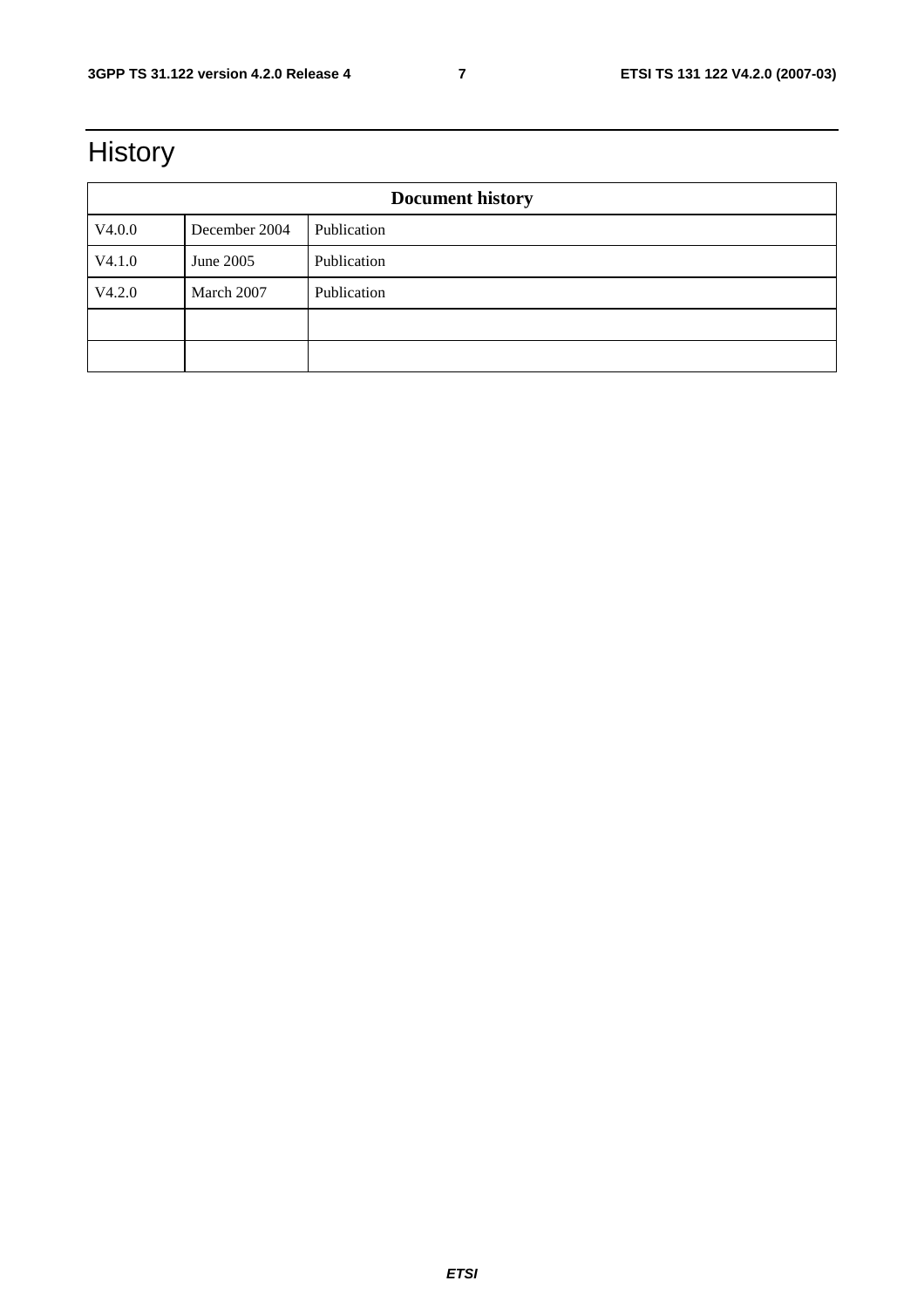# History

| Document history | | |
|---|---|---|
| V4.0.0 | December 2004 | Publication |
| V4.1.0 | June 2005 | Publication |
| V4.2.0 | March 2007 | Publication |
| | | |
| | | |